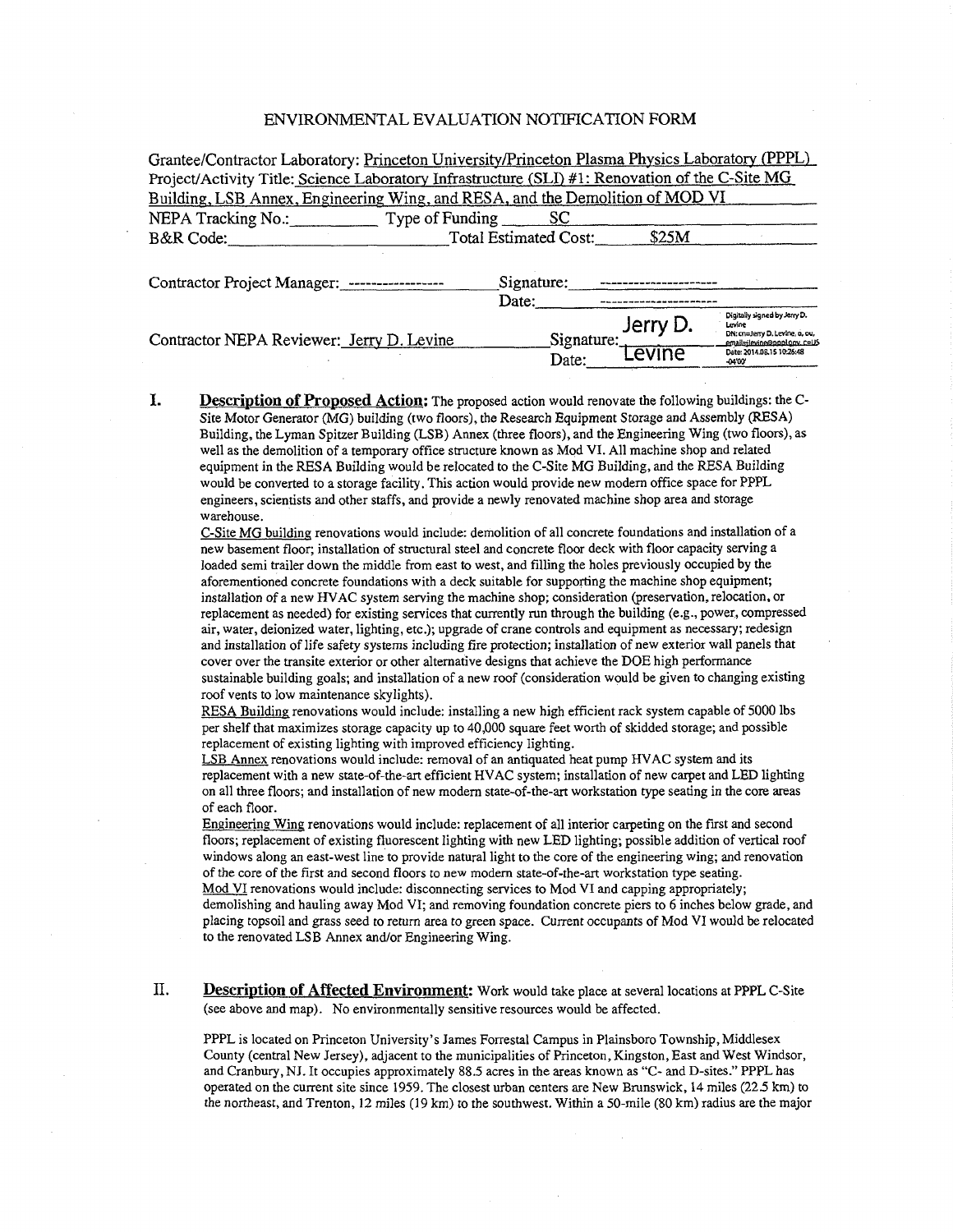# ENVIRONMENTAL EVALUATION NOTIFICATION FORM

Grantee/Contractor Laboratory: Princeton University/Princeton Plasma Physics Laboratory (PPPL)

Project/Activity Title: Science Laboratory Infrastructure (SLI) #1: Renovation of the C-Site MG Building, LSB Annex, Engineering Wing, and RESA, and the Demolition of MOD VI

NEPA Tracking No.:__________ Type of Funding SC

B&R Code:__________ Total Estimated Cost: $25M

Contractor Project Manager: ---------------- Signature: --------------------

Date: --------------------

Contractor NEPA Reviewer: Jerry D. Levine Signature: Jerry D. Levine (Digitally signed by Jerry D. Levine DN: cn=Jerry D. Levine, o, ou, email=jlevine@pppl.gov, c=US Date: 2014.08.15 10:26:48 -04'00')

Date:

**I. Description of Proposed Action:** The proposed action would renovate the following buildings: the C-Site Motor Generator (MG) building (two floors), the Research Equipment Storage and Assembly (RESA) Building, the Lyman Spitzer Building (LSB) Annex (three floors), and the Engineering Wing (two floors), as well as the demolition of a temporary office structure known as Mod VI. All machine shop and related equipment in the RESA Building would be relocated to the C-Site MG Building, and the RESA Building would be converted to a storage facility. This action would provide new modern office space for PPPL engineers, scientists and other staffs, and provide a newly renovated machine shop area and storage warehouse.

C-Site MG building renovations would include: demolition of all concrete foundations and installation of a new basement floor; installation of structural steel and concrete floor deck with floor capacity serving a loaded semi trailer down the middle from east to west, and filling the holes previously occupied by the aforementioned concrete foundations with a deck suitable for supporting the machine shop equipment; installation of a new HVAC system serving the machine shop; consideration (preservation, relocation, or replacement as needed) for existing services that currently run through the building (e.g., power, compressed air, water, deionized water, lighting, etc.); upgrade of crane controls and equipment as necessary; redesign and installation of life safety systems including fire protection; installation of new exterior wall panels that cover over the transite exterior or other alternative designs that achieve the DOE high performance sustainable building goals; and installation of a new roof (consideration would be given to changing existing roof vents to low maintenance skylights).

RESA Building renovations would include: installing a new high efficient rack system capable of 5000 lbs per shelf that maximizes storage capacity up to 40,000 square feet worth of skidded storage; and possible replacement of existing lighting with improved efficiency lighting.

LSB Annex renovations would include: removal of an antiquated heat pump HVAC system and its replacement with a new state-of-the-art efficient HVAC system; installation of new carpet and LED lighting on all three floors; and installation of new modern state-of-the-art workstation type seating in the core areas of each floor.

Engineering Wing renovations would include: replacement of all interior carpeting on the first and second floors; replacement of existing fluorescent lighting with new LED lighting; possible addition of vertical roof windows along an east-west line to provide natural light to the core of the engineering wing; and renovation of the core of the first and second floors to new modern state-of-the-art workstation type seating.

Mod VI renovations would include: disconnecting services to Mod VI and capping appropriately; demolishing and hauling away Mod VI; and removing foundation concrete piers to 6 inches below grade, and placing topsoil and grass seed to return area to green space. Current occupants of Mod VI would be relocated to the renovated LSB Annex and/or Engineering Wing.

**II. Description of Affected Environment:** Work would take place at several locations at PPPL C-Site (see above and map). No environmentally sensitive resources would be affected.

PPPL is located on Princeton University's James Forrestal Campus in Plainsboro Township, Middlesex County (central New Jersey), adjacent to the municipalities of Princeton, Kingston, East and West Windsor, and Cranbury, NJ. It occupies approximately 88.5 acres in the areas known as "C- and D-sites." PPPL has operated on the current site since 1959. The closest urban centers are New Brunswick, 14 miles (22.5 km) to the northeast, and Trenton, 12 miles (19 km) to the southwest. Within a 50-mile (80 km) radius are the major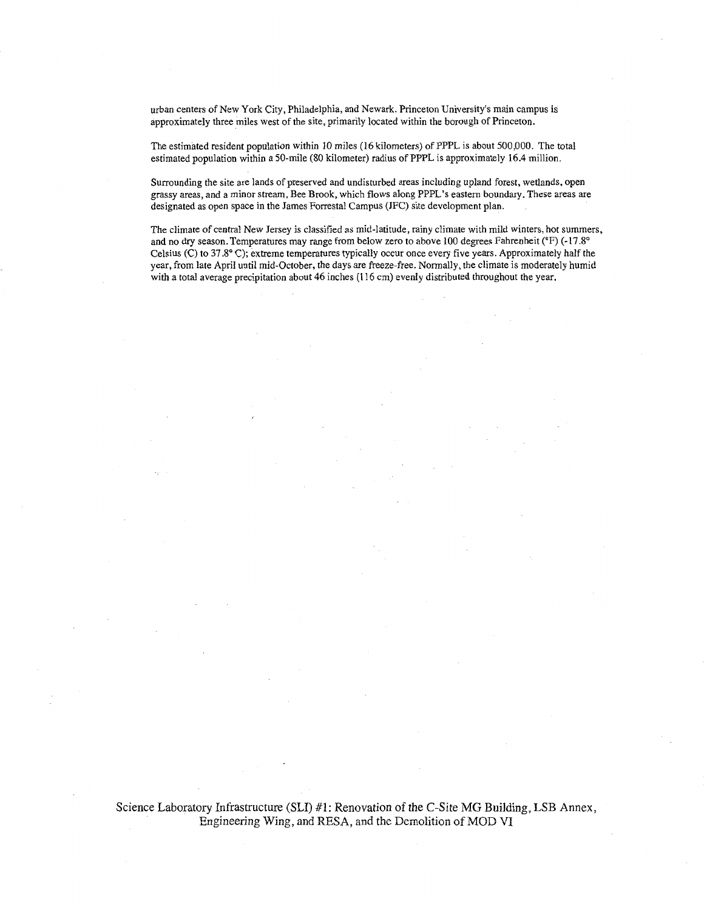urban centers of New York City, Philadelphia, and Newark. Princeton University's main campus is approximately three miles west of the site, primarily located within the borough of Princeton.

The estimated resident population within 10 miles (16 kilometers) of PPPL is about 500,000. The total estimated population within a 50-mile (80 kilometer) radius of PPPL is approximately 16.4 million.

Surrounding the site are lands of preserved and undisturbed areas including upland forest, wetlands, open grassy areas, and a minor stream, Bee Brook, which flows along PPPL's eastern boundary. These areas are designated as open space in the James Forrestal Campus (JFC) site development plan.

The climate of central New Jersey is classified as mid-latitude, rainy climate with mild winters, hot summers, and no dry season. Temperatures may range from below zero to above 100 degrees Fahrenheit (°F) (-17.8° Celsius (C) to 37.8° C); extreme temperatures typically occur once every five years. Approximately half the year, from late April until mid-October, the days are freeze-free. Normally, the climate is moderately humid with a total average precipitation about 46 inches (116 cm) evenly distributed throughout the year.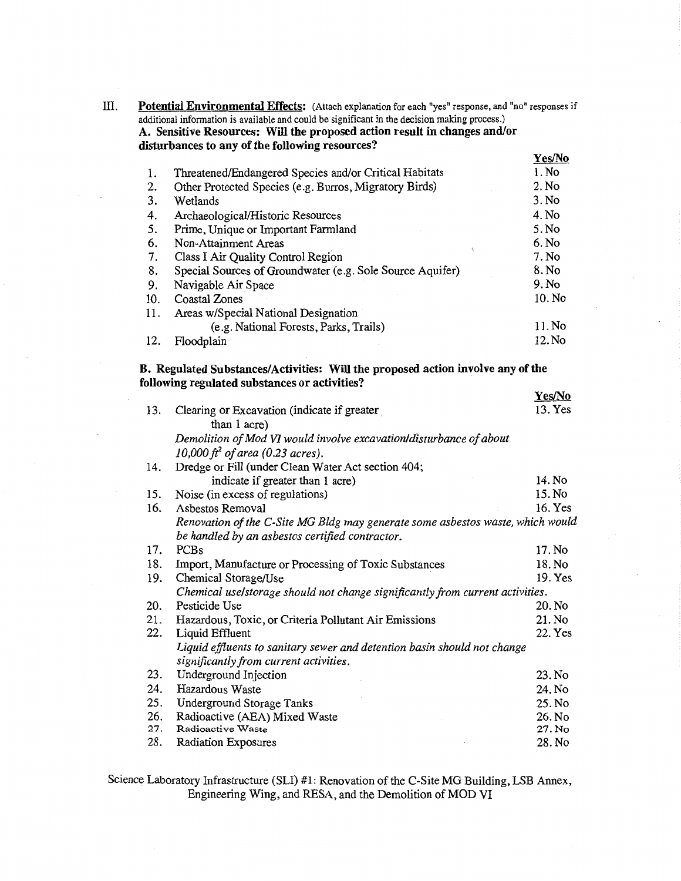III. **Potential Environmental Effects:** (Attach explanation for each "yes" response, and "no" responses if additional information is available and could be significant in the decision making process.)

**A. Sensitive Resources: Will the proposed action result in changes and/or disturbances to any of the following resources?**

| | | Yes/No |
|---|---|---|
| 1. | Threatened/Endangered Species and/or Critical Habitats | 1. No |
| 2. | Other Protected Species (e.g. Burros, Migratory Birds) | 2. No |
| 3. | Wetlands | 3. No |
| 4. | Archaeological/Historic Resources | 4. No |
| 5. | Prime, Unique or Important Farmland | 5. No |
| 6. | Non-Attainment Areas | 6. No |
| 7. | Class I Air Quality Control Region | 7. No |
| 8. | Special Sources of Groundwater (e.g. Sole Source Aquifer) | 8. No |
| 9. | Navigable Air Space | 9. No |
| 10. | Coastal Zones | 10. No |
| 11. | Areas w/Special National Designation (e.g. National Forests, Parks, Trails) | 11. No |
| 12. | Floodplain | 12. No |

**B. Regulated Substances/Activities: Will the proposed action involve any of the following regulated substances or activities?**

| | | Yes/No |
|---|---|---|
| 13. | Clearing or Excavation (indicate if greater than 1 acre)<br>*Demolition of Mod VI would involve excavation/disturbance of about 10,000 ft² of area (0.23 acres).* | 13. Yes |
| 14. | Dredge or Fill (under Clean Water Act section 404; indicate if greater than 1 acre) | 14. No |
| 15. | Noise (in excess of regulations) | 15. No |
| 16. | Asbestos Removal<br>*Renovation of the C-Site MG Bldg may generate some asbestos waste, which would be handled by an asbestos certified contractor.* | 16. Yes |
| 17. | PCBs | 17. No |
| 18. | Import, Manufacture or Processing of Toxic Substances | 18. No |
| 19. | Chemical Storage/Use<br>*Chemical use/storage should not change significantly from current activities.* | 19. Yes |
| 20. | Pesticide Use | 20. No |
| 21. | Hazardous, Toxic, or Criteria Pollutant Air Emissions | 21. No |
| 22. | Liquid Effluent<br>*Liquid effluents to sanitary sewer and detention basin should not change significantly from current activities.* | 22. Yes |
| 23. | Underground Injection | 23. No |
| 24. | Hazardous Waste | 24. No |
| 25. | Underground Storage Tanks | 25. No |
| 26. | Radioactive (AEA) Mixed Waste | 26. No |
| 27. | Radioactive Waste | 27. No |
| 28. | Radiation Exposures | 28. No |

Science Laboratory Infrastructure (SLI) #1: Renovation of the C-Site MG Building, LSB Annex, Engineering Wing, and RESA, and the Demolition of MOD VI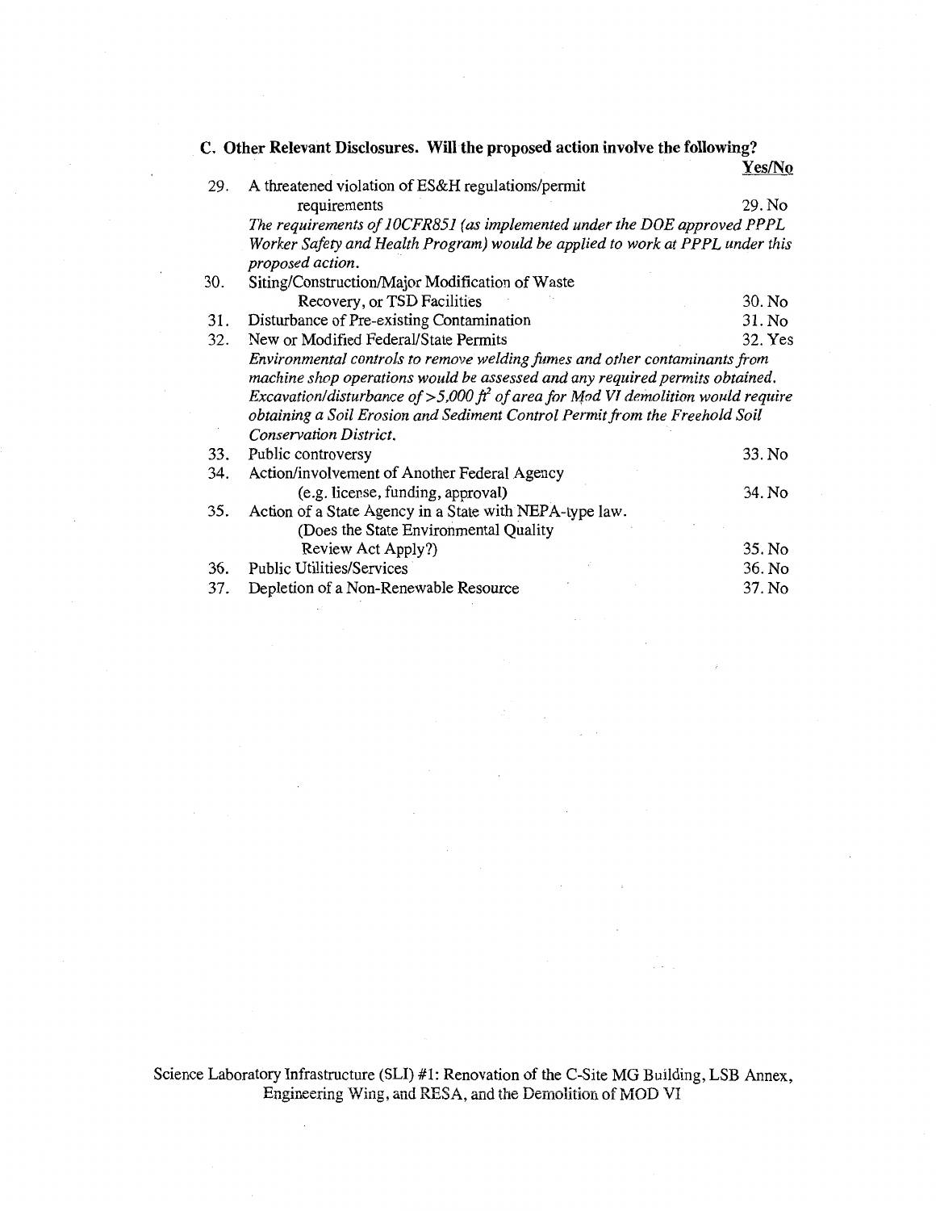## C. Other Relevant Disclosures. Will the proposed action involve the following?

| | | Yes/No |
|---|---|---|
| 29. | A threatened violation of ES&H regulations/permit requirements | 29. No |
| | *The requirements of 10CFR851 (as implemented under the DOE approved PPPL Worker Safety and Health Program) would be applied to work at PPPL under this proposed action.* | |
| 30. | Siting/Construction/Major Modification of Waste Recovery, or TSD Facilities | 30. No |
| 31. | Disturbance of Pre-existing Contamination | 31. No |
| 32. | New or Modified Federal/State Permits | 32. Yes |
| | *Environmental controls to remove welding fumes and other contaminants from machine shop operations would be assessed and any required permits obtained. Excavation/disturbance of >5,000 $ft^2$ of area for Mod VI demolition would require obtaining a Soil Erosion and Sediment Control Permit from the Freehold Soil Conservation District.* | |
| 33. | Public controversy | 33. No |
| 34. | Action/involvement of Another Federal Agency (e.g. license, funding, approval) | 34. No |
| 35. | Action of a State Agency in a State with NEPA-type law. (Does the State Environmental Quality Review Act Apply?) | 35. No |
| 36. | Public Utilities/Services | 36. No |
| 37. | Depletion of a Non-Renewable Resource | 37. No |

Science Laboratory Infrastructure (SLI) #1: Renovation of the C-Site MG Building, LSB Annex, Engineering Wing, and RESA, and the Demolition of MOD VI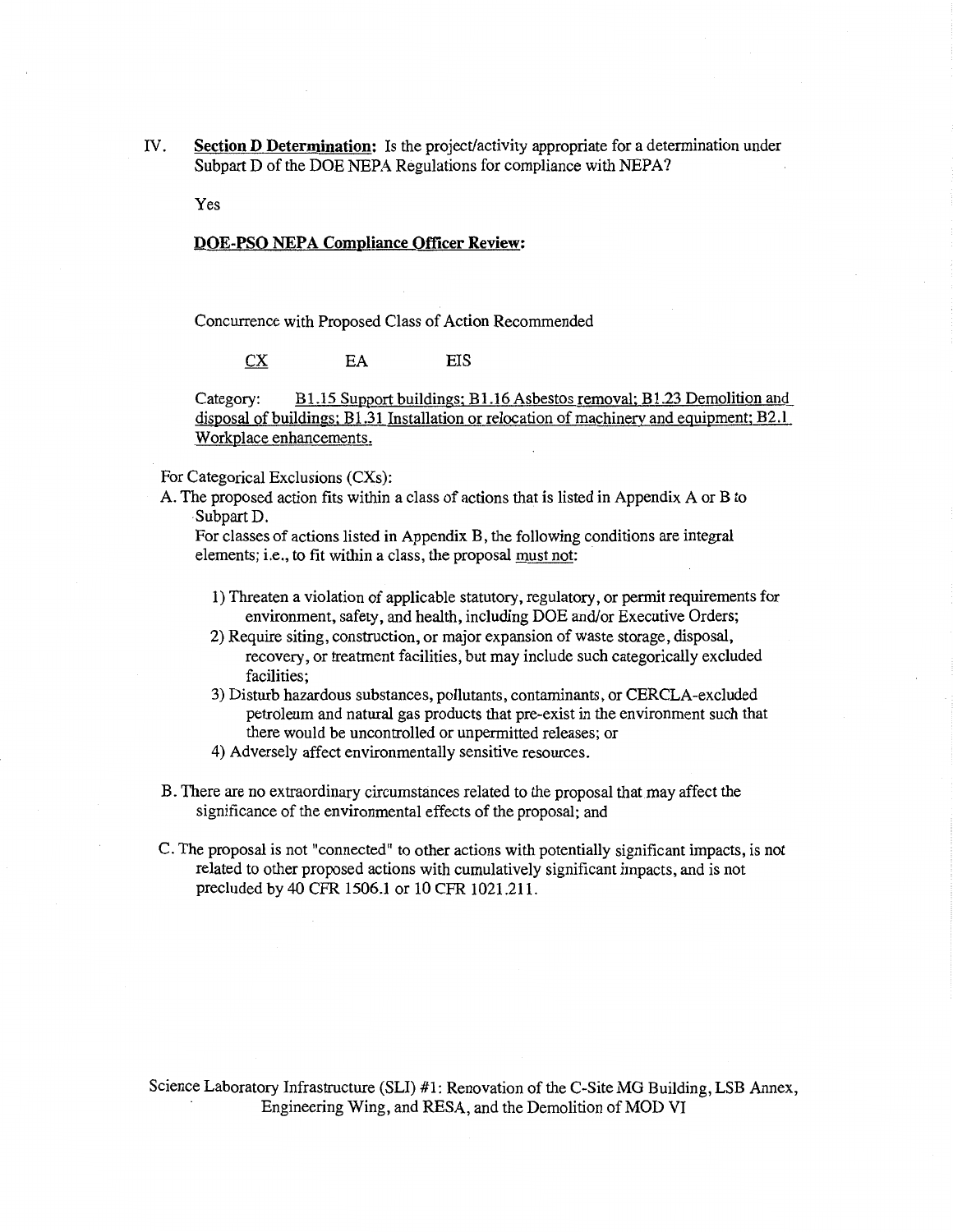IV. **Section D Determination:** Is the project/activity appropriate for a determination under Subpart D of the DOE NEPA Regulations for compliance with NEPA?

Yes

**DOE-PSO NEPA Compliance Officer Review:**

Concurrence with Proposed Class of Action Recommended

<u>CX</u> EA EIS

Category: <u>B1.15 Support buildings; B1.16 Asbestos removal; B1.23 Demolition and disposal of buildings; B1.31 Installation or relocation of machinery and equipment; B2.1 Workplace enhancements.</u>

For Categorical Exclusions (CXs):

A. The proposed action fits within a class of actions that is listed in Appendix A or B to Subpart D.
For classes of actions listed in Appendix B, the following conditions are integral elements; i.e., to fit within a class, the proposal <u>must not</u>:

1) Threaten a violation of applicable statutory, regulatory, or permit requirements for environment, safety, and health, including DOE and/or Executive Orders;
2) Require siting, construction, or major expansion of waste storage, disposal, recovery, or treatment facilities, but may include such categorically excluded facilities;
3) Disturb hazardous substances, pollutants, contaminants, or CERCLA-excluded petroleum and natural gas products that pre-exist in the environment such that there would be uncontrolled or unpermitted releases; or
4) Adversely affect environmentally sensitive resources.

B. There are no extraordinary circumstances related to the proposal that may affect the significance of the environmental effects of the proposal; and

C. The proposal is not "connected" to other actions with potentially significant impacts, is not related to other proposed actions with cumulatively significant impacts, and is not precluded by 40 CFR 1506.1 or 10 CFR 1021.211.

Science Laboratory Infrastructure (SLI) #1: Renovation of the C-Site MG Building, LSB Annex, Engineering Wing, and RESA, and the Demolition of MOD VI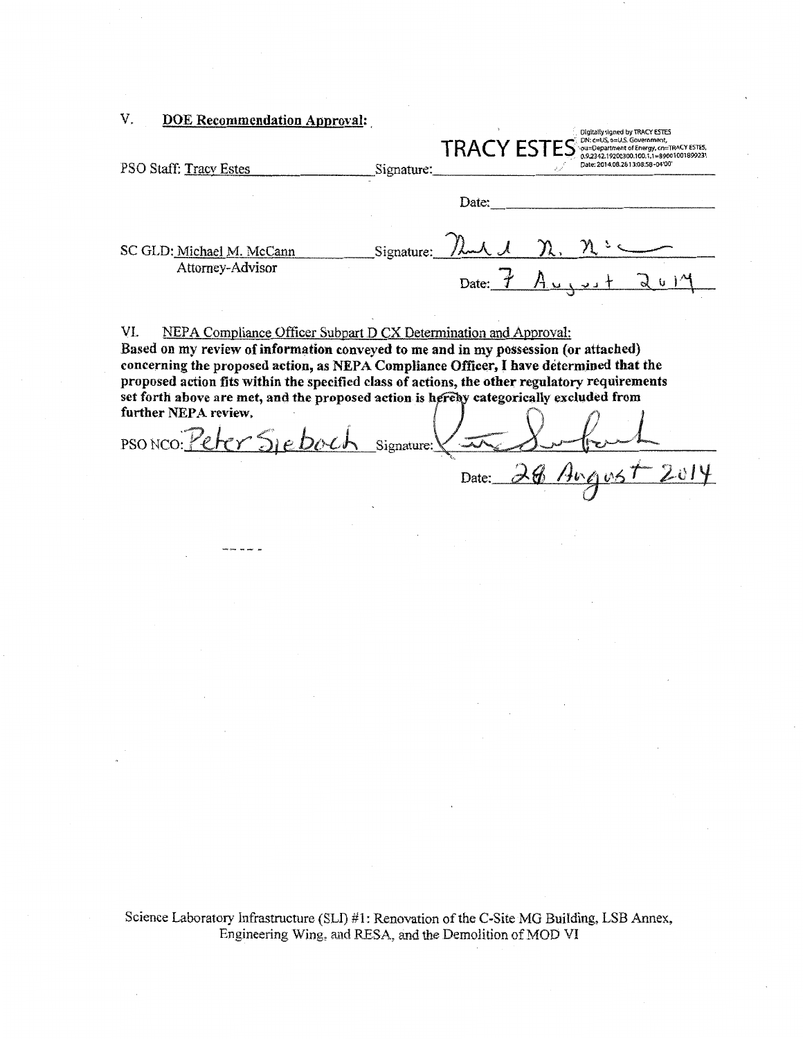V. **DOE Recommendation Approval:**

PSO Staff: Tracy Estes Signature: TRACY ESTES

Digitally signed by TRACY ESTES
DN: c=US, o=U.S. Government, ou=Department of Energy, cn=TRACY ESTES, 0.9.2342.19200300.100.1.1=89001001899231
Date: 2014.08.26 13:08:58 -04'00'

Date: \_\_\_\_\_\_\_\_\_\_\_\_\_\_\_\_

SC GLD: Michael M. McCann Signature: Michael M. McCann
Attorney-Advisor
Date: 7 August 2014

VI. NEPA Compliance Officer Subpart D CX Determination and Approval:

**Based on my review of information conveyed to me and in my possession (or attached) concerning the proposed action, as NEPA Compliance Officer, I have determined that the proposed action fits within the specified class of actions, the other regulatory requirements set forth above are met, and the proposed action is hereby categorically excluded from further NEPA review.**

PSO NCO: Peter Siebach Signature: Peter Siebach

Date: 28 August 2014

Science Laboratory Infrastructure (SLI) #1: Renovation of the C-Site MG Building, LSB Annex, Engineering Wing, and RESA, and the Demolition of MOD VI